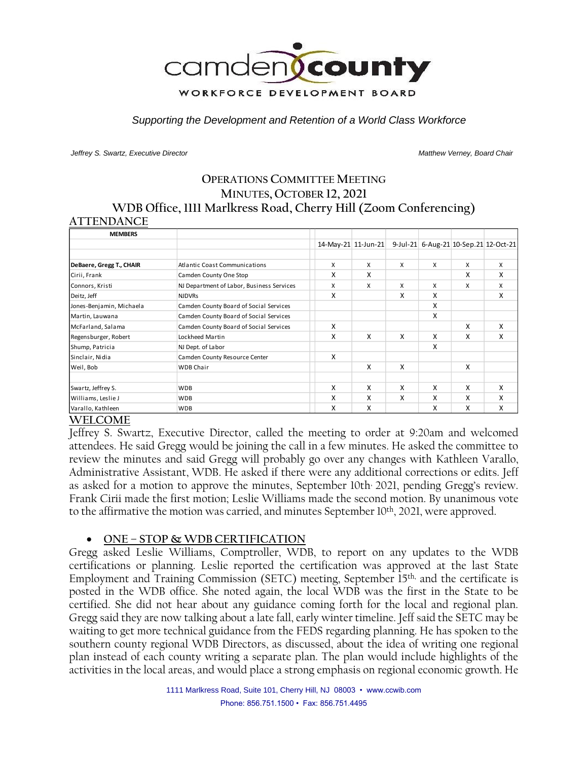camden county
WORKFORCE DEVELOPMENT BOARD

*Supporting the Development and Retention of a World Class Workforce*

*Jeffrey S. Swartz, Executive Director* | *Matthew Verney, Board Chair*

# OPERATIONS COMMITTEE MEETING
## MINUTES, OCTOBER 12, 2021
## WDB Office, 1111 Marlkress Road, Cherry Hill (Zoom Conferencing)

## ATTENDANCE

| MEMBERS | | 14-May-21 | 11-Jun-21 | 9-Jul-21 | 6-Aug-21 | 10-Sep.21 | 12-Oct-21 |
|---|---|---|---|---|---|---|---|
| **DeBaere, Gregg T., CHAIR** | Atlantic Coast Communications | X | X | X | X | X | X |
| Cirii, Frank | Camden County One Stop | X | X | | | X | X |
| Connors, Kristi | NJ Department of Labor, Business Services | X | X | X | X | X | X |
| Deitz, Jeff | NJDVRs | X | | X | X | | X |
| Jones-Benjamin, Michaela | Camden County Board of Social Services | | | | X | | |
| Martin, Lauwana | Camden County Board of Social Services | | | | X | | |
| McFarland, Salama | Camden County Board of Social Services | X | | | | X | X |
| Regensburger, Robert | Lockheed Martin | X | X | X | X | X | X |
| Shump, Patricia | NJ Dept. of Labor | | | | X | | |
| Sinclair, Nidia | Camden County Resource Center | X | | | | | |
| Weil, Bob | WDB Chair | | X | X | | X | |
| Swartz, Jeffrey S. | WDB | X | X | X | X | X | X |
| Williams, Leslie J | WDB | X | X | X | X | X | X |
| Varallo, Kathleen | WDB | X | X | | X | X | X |

## WELCOME

Jeffrey S. Swartz, Executive Director, called the meeting to order at 9:20am and welcomed attendees. He said Gregg would be joining the call in a few minutes. He asked the committee to review the minutes and said Gregg will probably go over any changes with Kathleen Varallo, Administrative Assistant, WDB. He asked if there were any additional corrections or edits. Jeff as asked for a motion to approve the minutes, September 10th, 2021, pending Gregg's review. Frank Cirii made the first motion; Leslie Williams made the second motion. By unanimous vote to the affirmative the motion was carried, and minutes September 10th, 2021, were approved.

- **ONE – STOP & WDB CERTIFICATION**

Gregg asked Leslie Williams, Comptroller, WDB, to report on any updates to the WDB certifications or planning. Leslie reported the certification was approved at the last State Employment and Training Commission (SETC) meeting, September 15th, and the certificate is posted in the WDB office. She noted again, the local WDB was the first in the State to be certified. She did not hear about any guidance coming forth for the local and regional plan. Gregg said they are now talking about a late fall, early winter timeline. Jeff said the SETC may be waiting to get more technical guidance from the FEDS regarding planning. He has spoken to the southern county regional WDB Directors, as discussed, about the idea of writing one regional plan instead of each county writing a separate plan. The plan would include highlights of the activities in the local areas, and would place a strong emphasis on regional economic growth. He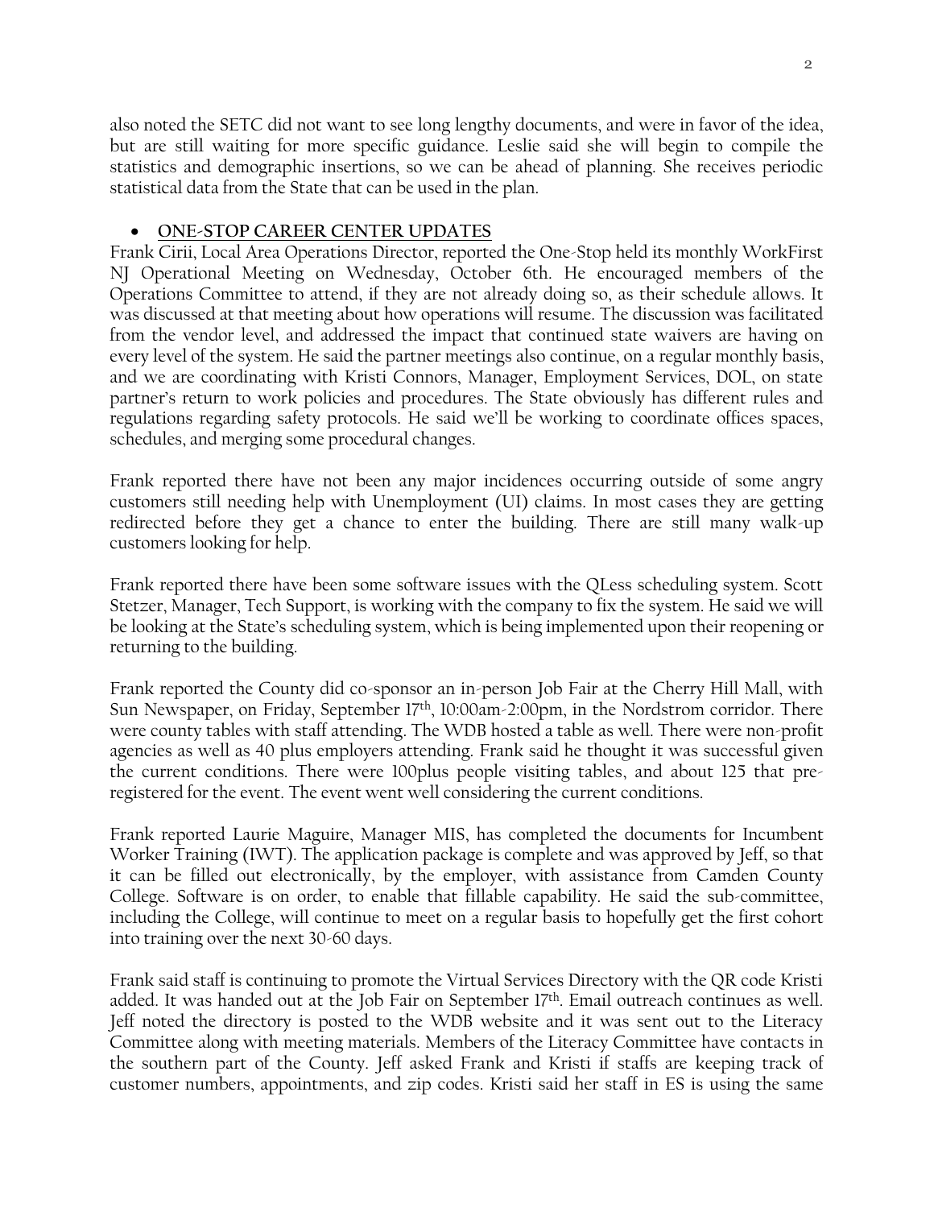also noted the SETC did not want to see long lengthy documents, and were in favor of the idea, but are still waiting for more specific guidance. Leslie said she will begin to compile the statistics and demographic insertions, so we can be ahead of planning. She receives periodic statistical data from the State that can be used in the plan.

- **ONE-STOP CAREER CENTER UPDATES**

Frank Cirii, Local Area Operations Director, reported the One-Stop held its monthly WorkFirst NJ Operational Meeting on Wednesday, October 6th. He encouraged members of the Operations Committee to attend, if they are not already doing so, as their schedule allows. It was discussed at that meeting about how operations will resume. The discussion was facilitated from the vendor level, and addressed the impact that continued state waivers are having on every level of the system. He said the partner meetings also continue, on a regular monthly basis, and we are coordinating with Kristi Connors, Manager, Employment Services, DOL, on state partner's return to work policies and procedures. The State obviously has different rules and regulations regarding safety protocols. He said we'll be working to coordinate offices spaces, schedules, and merging some procedural changes.

Frank reported there have not been any major incidences occurring outside of some angry customers still needing help with Unemployment (UI) claims. In most cases they are getting redirected before they get a chance to enter the building. There are still many walk-up customers looking for help.

Frank reported there have been some software issues with the QLess scheduling system. Scott Stetzer, Manager, Tech Support, is working with the company to fix the system. He said we will be looking at the State's scheduling system, which is being implemented upon their reopening or returning to the building.

Frank reported the County did co-sponsor an in-person Job Fair at the Cherry Hill Mall, with Sun Newspaper, on Friday, September 17th, 10:00am-2:00pm, in the Nordstrom corridor. There were county tables with staff attending. The WDB hosted a table as well. There were non-profit agencies as well as 40 plus employers attending. Frank said he thought it was successful given the current conditions. There were 100plus people visiting tables, and about 125 that pre-registered for the event. The event went well considering the current conditions.

Frank reported Laurie Maguire, Manager MIS, has completed the documents for Incumbent Worker Training (IWT). The application package is complete and was approved by Jeff, so that it can be filled out electronically, by the employer, with assistance from Camden County College. Software is on order, to enable that fillable capability. He said the sub-committee, including the College, will continue to meet on a regular basis to hopefully get the first cohort into training over the next 30-60 days.

Frank said staff is continuing to promote the Virtual Services Directory with the QR code Kristi added. It was handed out at the Job Fair on September 17th. Email outreach continues as well. Jeff noted the directory is posted to the WDB website and it was sent out to the Literacy Committee along with meeting materials. Members of the Literacy Committee have contacts in the southern part of the County. Jeff asked Frank and Kristi if staffs are keeping track of customer numbers, appointments, and zip codes. Kristi said her staff in ES is using the same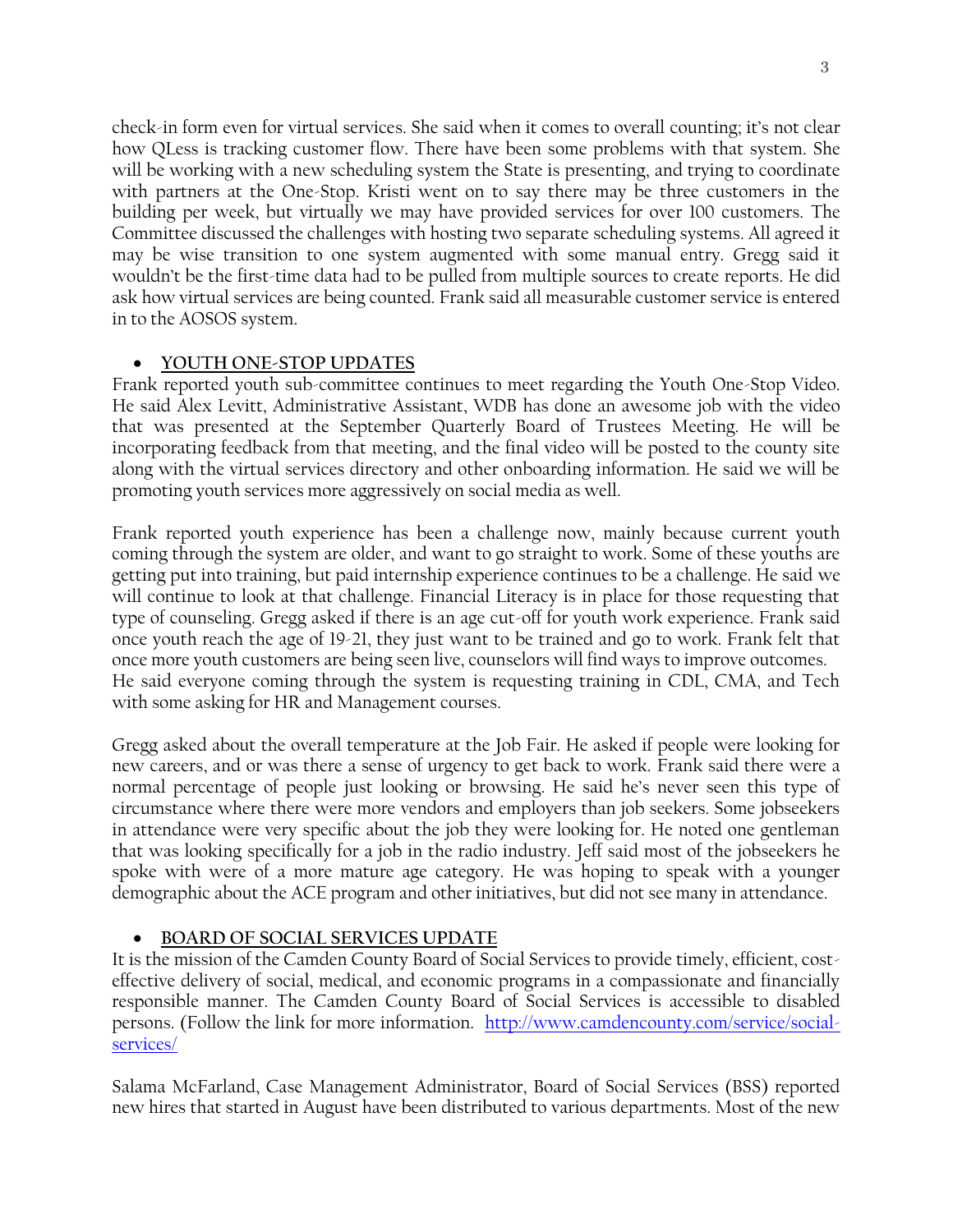check-in form even for virtual services. She said when it comes to overall counting; it's not clear how QLess is tracking customer flow. There have been some problems with that system. She will be working with a new scheduling system the State is presenting, and trying to coordinate with partners at the One-Stop. Kristi went on to say there may be three customers in the building per week, but virtually we may have provided services for over 100 customers. The Committee discussed the challenges with hosting two separate scheduling systems. All agreed it may be wise transition to one system augmented with some manual entry. Gregg said it wouldn't be the first-time data had to be pulled from multiple sources to create reports. He did ask how virtual services are being counted. Frank said all measurable customer service is entered in to the AOSOS system.

- **<u>YOUTH ONE-STOP UPDATES</u>**

Frank reported youth sub-committee continues to meet regarding the Youth One-Stop Video. He said Alex Levitt, Administrative Assistant, WDB has done an awesome job with the video that was presented at the September Quarterly Board of Trustees Meeting. He will be incorporating feedback from that meeting, and the final video will be posted to the county site along with the virtual services directory and other onboarding information. He said we will be promoting youth services more aggressively on social media as well.

Frank reported youth experience has been a challenge now, mainly because current youth coming through the system are older, and want to go straight to work. Some of these youths are getting put into training, but paid internship experience continues to be a challenge. He said we will continue to look at that challenge. Financial Literacy is in place for those requesting that type of counseling. Gregg asked if there is an age cut-off for youth work experience. Frank said once youth reach the age of 19-21, they just want to be trained and go to work. Frank felt that once more youth customers are being seen live, counselors will find ways to improve outcomes. He said everyone coming through the system is requesting training in CDL, CMA, and Tech with some asking for HR and Management courses.

Gregg asked about the overall temperature at the Job Fair. He asked if people were looking for new careers, and or was there a sense of urgency to get back to work. Frank said there were a normal percentage of people just looking or browsing. He said he's never seen this type of circumstance where there were more vendors and employers than job seekers. Some jobseekers in attendance were very specific about the job they were looking for. He noted one gentleman that was looking specifically for a job in the radio industry. Jeff said most of the jobseekers he spoke with were of a more mature age category. He was hoping to speak with a younger demographic about the ACE program and other initiatives, but did not see many in attendance.

- **<u>BOARD OF SOCIAL SERVICES UPDATE</u>**

It is the mission of the Camden County Board of Social Services to provide timely, efficient, cost-effective delivery of social, medical, and economic programs in a compassionate and financially responsible manner. The Camden County Board of Social Services is accessible to disabled persons. (Follow the link for more information. [http://www.camdencounty.com/service/social-services/](http://www.camdencounty.com/service/social-services/)

Salama McFarland, Case Management Administrator, Board of Social Services (BSS) reported new hires that started in August have been distributed to various departments. Most of the new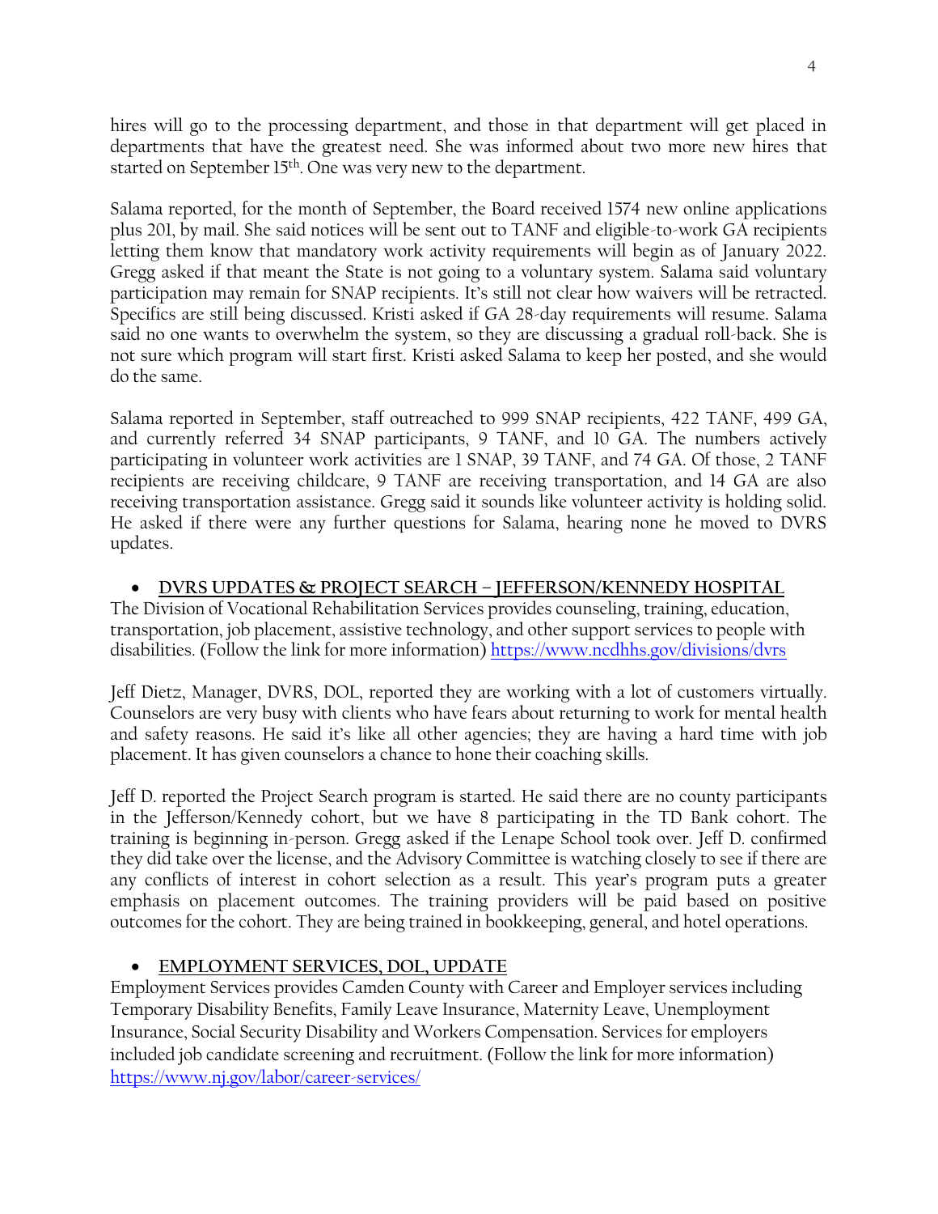hires will go to the processing department, and those in that department will get placed in departments that have the greatest need. She was informed about two more new hires that started on September 15th. One was very new to the department.

Salama reported, for the month of September, the Board received 1574 new online applications plus 201, by mail. She said notices will be sent out to TANF and eligible-to-work GA recipients letting them know that mandatory work activity requirements will begin as of January 2022. Gregg asked if that meant the State is not going to a voluntary system. Salama said voluntary participation may remain for SNAP recipients. It's still not clear how waivers will be retracted. Specifics are still being discussed. Kristi asked if GA 28-day requirements will resume. Salama said no one wants to overwhelm the system, so they are discussing a gradual roll-back. She is not sure which program will start first. Kristi asked Salama to keep her posted, and she would do the same.

Salama reported in September, staff outreached to 999 SNAP recipients, 422 TANF, 499 GA, and currently referred 34 SNAP participants, 9 TANF, and 10 GA. The numbers actively participating in volunteer work activities are 1 SNAP, 39 TANF, and 74 GA. Of those, 2 TANF recipients are receiving childcare, 9 TANF are receiving transportation, and 14 GA are also receiving transportation assistance. Gregg said it sounds like volunteer activity is holding solid. He asked if there were any further questions for Salama, hearing none he moved to DVRS updates.

- **DVRS UPDATES & PROJECT SEARCH – JEFFERSON/KENNEDY HOSPITAL**

The Division of Vocational Rehabilitation Services provides counseling, training, education, transportation, job placement, assistive technology, and other support services to people with disabilities. (Follow the link for more information) https://www.ncdhhs.gov/divisions/dvrs

Jeff Dietz, Manager, DVRS, DOL, reported they are working with a lot of customers virtually. Counselors are very busy with clients who have fears about returning to work for mental health and safety reasons. He said it's like all other agencies; they are having a hard time with job placement. It has given counselors a chance to hone their coaching skills.

Jeff D. reported the Project Search program is started. He said there are no county participants in the Jefferson/Kennedy cohort, but we have 8 participating in the TD Bank cohort. The training is beginning in-person. Gregg asked if the Lenape School took over. Jeff D. confirmed they did take over the license, and the Advisory Committee is watching closely to see if there are any conflicts of interest in cohort selection as a result. This year's program puts a greater emphasis on placement outcomes. The training providers will be paid based on positive outcomes for the cohort. They are being trained in bookkeeping, general, and hotel operations.

- **EMPLOYMENT SERVICES, DOL, UPDATE**

Employment Services provides Camden County with Career and Employer services including Temporary Disability Benefits, Family Leave Insurance, Maternity Leave, Unemployment Insurance, Social Security Disability and Workers Compensation. Services for employers included job candidate screening and recruitment. (Follow the link for more information) https://www.nj.gov/labor/career-services/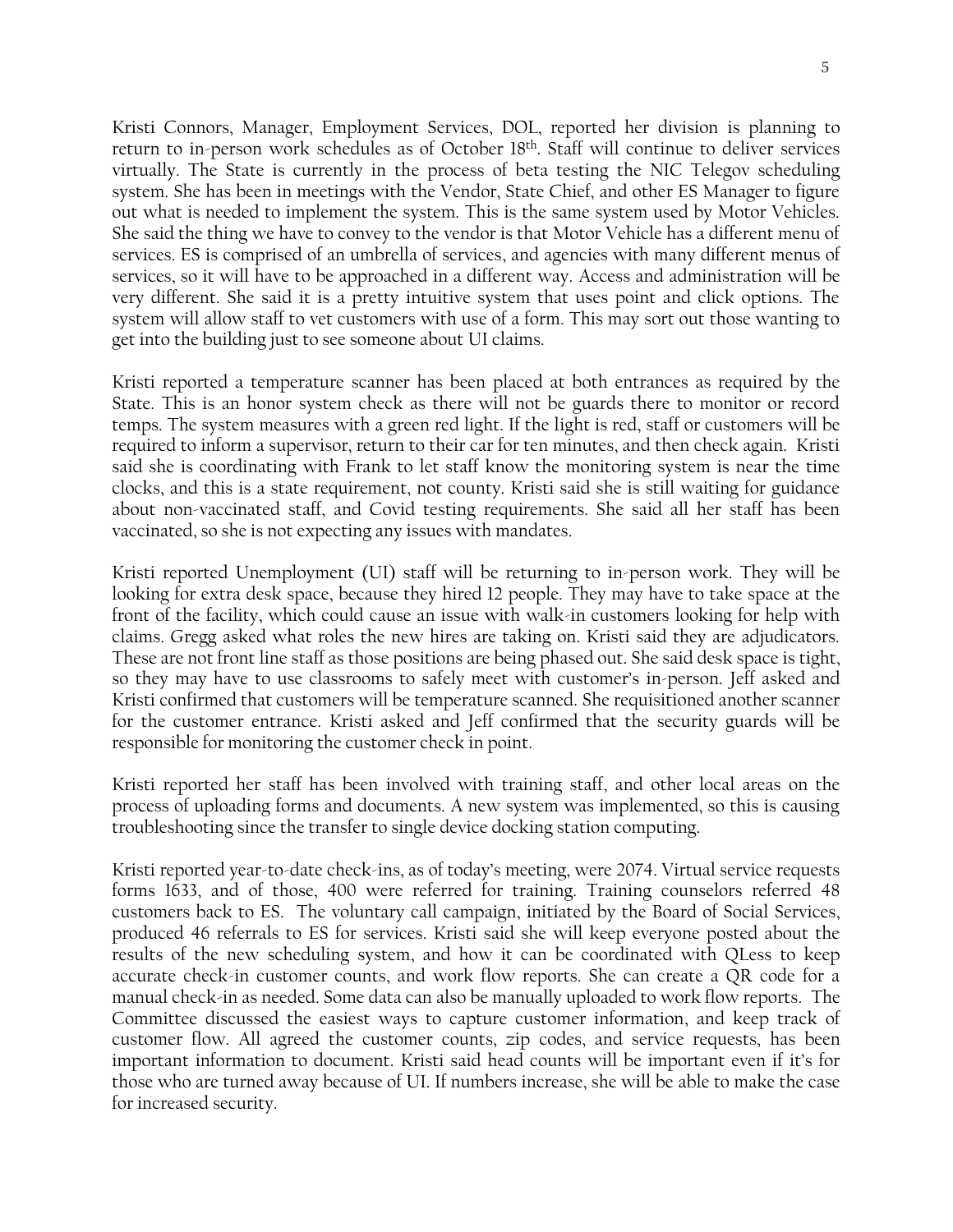Kristi Connors, Manager, Employment Services, DOL, reported her division is planning to return to in-person work schedules as of October 18th. Staff will continue to deliver services virtually. The State is currently in the process of beta testing the NIC Telegov scheduling system. She has been in meetings with the Vendor, State Chief, and other ES Manager to figure out what is needed to implement the system. This is the same system used by Motor Vehicles. She said the thing we have to convey to the vendor is that Motor Vehicle has a different menu of services. ES is comprised of an umbrella of services, and agencies with many different menus of services, so it will have to be approached in a different way. Access and administration will be very different. She said it is a pretty intuitive system that uses point and click options. The system will allow staff to vet customers with use of a form. This may sort out those wanting to get into the building just to see someone about UI claims.

Kristi reported a temperature scanner has been placed at both entrances as required by the State. This is an honor system check as there will not be guards there to monitor or record temps. The system measures with a green red light. If the light is red, staff or customers will be required to inform a supervisor, return to their car for ten minutes, and then check again. Kristi said she is coordinating with Frank to let staff know the monitoring system is near the time clocks, and this is a state requirement, not county. Kristi said she is still waiting for guidance about non-vaccinated staff, and Covid testing requirements. She said all her staff has been vaccinated, so she is not expecting any issues with mandates.

Kristi reported Unemployment (UI) staff will be returning to in-person work. They will be looking for extra desk space, because they hired 12 people. They may have to take space at the front of the facility, which could cause an issue with walk-in customers looking for help with claims. Gregg asked what roles the new hires are taking on. Kristi said they are adjudicators. These are not front line staff as those positions are being phased out. She said desk space is tight, so they may have to use classrooms to safely meet with customer's in-person. Jeff asked and Kristi confirmed that customers will be temperature scanned. She requisitioned another scanner for the customer entrance. Kristi asked and Jeff confirmed that the security guards will be responsible for monitoring the customer check in point.

Kristi reported her staff has been involved with training staff, and other local areas on the process of uploading forms and documents. A new system was implemented, so this is causing troubleshooting since the transfer to single device docking station computing.

Kristi reported year-to-date check-ins, as of today's meeting, were 2074. Virtual service requests forms 1633, and of those, 400 were referred for training. Training counselors referred 48 customers back to ES. The voluntary call campaign, initiated by the Board of Social Services, produced 46 referrals to ES for services. Kristi said she will keep everyone posted about the results of the new scheduling system, and how it can be coordinated with QLess to keep accurate check-in customer counts, and work flow reports. She can create a QR code for a manual check-in as needed. Some data can also be manually uploaded to work flow reports. The Committee discussed the easiest ways to capture customer information, and keep track of customer flow. All agreed the customer counts, zip codes, and service requests, has been important information to document. Kristi said head counts will be important even if it's for those who are turned away because of UI. If numbers increase, she will be able to make the case for increased security.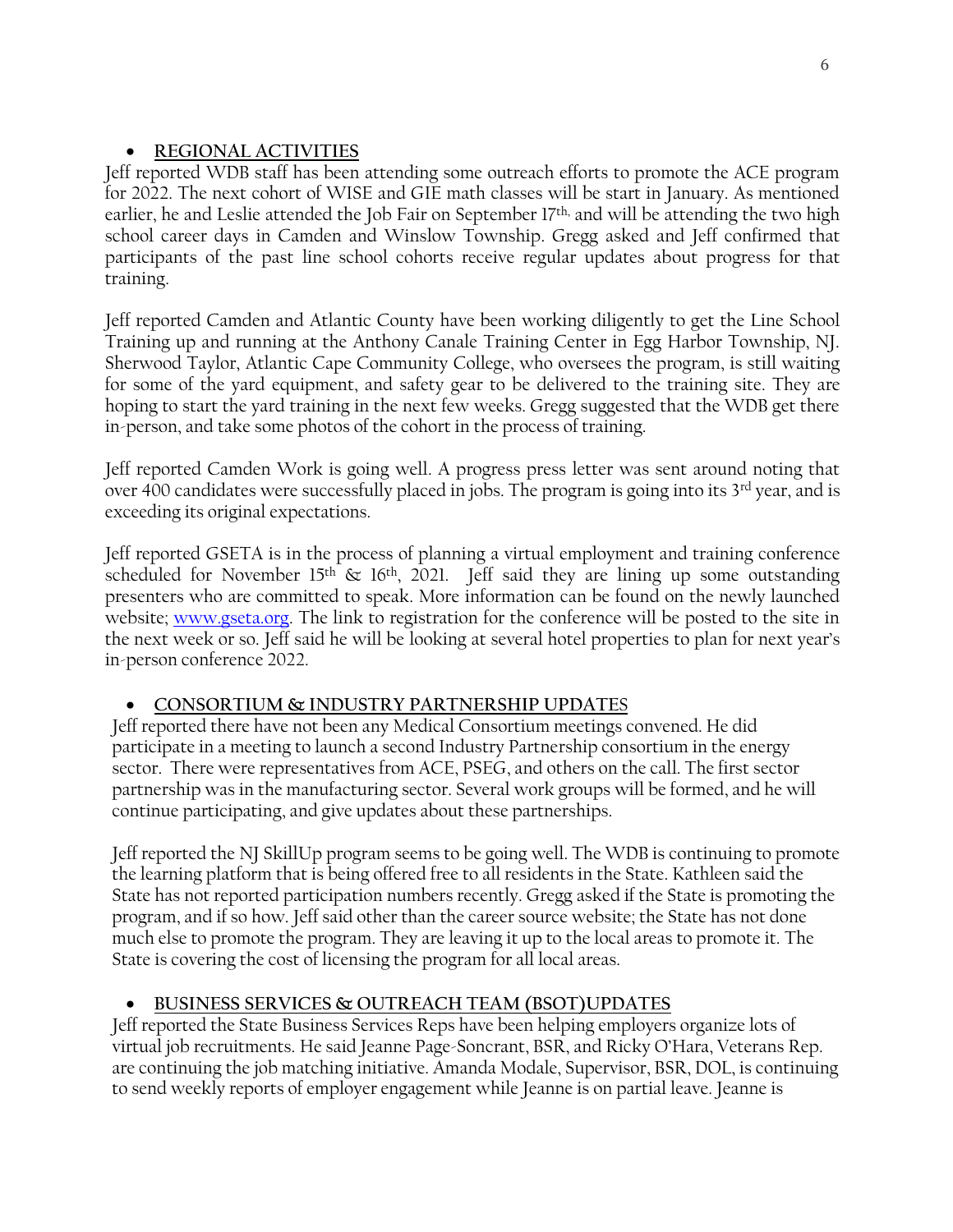- **REGIONAL ACTIVITIES**

Jeff reported WDB staff has been attending some outreach efforts to promote the ACE program for 2022. The next cohort of WISE and GIE math classes will be start in January. As mentioned earlier, he and Leslie attended the Job Fair on September 17th, and will be attending the two high school career days in Camden and Winslow Township. Gregg asked and Jeff confirmed that participants of the past line school cohorts receive regular updates about progress for that training.

Jeff reported Camden and Atlantic County have been working diligently to get the Line School Training up and running at the Anthony Canale Training Center in Egg Harbor Township, NJ. Sherwood Taylor, Atlantic Cape Community College, who oversees the program, is still waiting for some of the yard equipment, and safety gear to be delivered to the training site. They are hoping to start the yard training in the next few weeks. Gregg suggested that the WDB get there in-person, and take some photos of the cohort in the process of training.

Jeff reported Camden Work is going well. A progress press letter was sent around noting that over 400 candidates were successfully placed in jobs. The program is going into its 3rd year, and is exceeding its original expectations.

Jeff reported GSETA is in the process of planning a virtual employment and training conference scheduled for November 15th & 16th, 2021. Jeff said they are lining up some outstanding presenters who are committed to speak. More information can be found on the newly launched website; [www.gseta.org](http://www.gseta.org). The link to registration for the conference will be posted to the site in the next week or so. Jeff said he will be looking at several hotel properties to plan for next year's in-person conference 2022.

- **CONSORTIUM & INDUSTRY PARTNERSHIP UPDATES**

Jeff reported there have not been any Medical Consortium meetings convened. He did participate in a meeting to launch a second Industry Partnership consortium in the energy sector. There were representatives from ACE, PSEG, and others on the call. The first sector partnership was in the manufacturing sector. Several work groups will be formed, and he will continue participating, and give updates about these partnerships.

Jeff reported the NJ SkillUp program seems to be going well. The WDB is continuing to promote the learning platform that is being offered free to all residents in the State. Kathleen said the State has not reported participation numbers recently. Gregg asked if the State is promoting the program, and if so how. Jeff said other than the career source website; the State has not done much else to promote the program. They are leaving it up to the local areas to promote it. The State is covering the cost of licensing the program for all local areas.

- **BUSINESS SERVICES & OUTREACH TEAM (BSOT)UPDATES**

Jeff reported the State Business Services Reps have been helping employers organize lots of virtual job recruitments. He said Jeanne Page-Soncrant, BSR, and Ricky O'Hara, Veterans Rep. are continuing the job matching initiative. Amanda Modale, Supervisor, BSR, DOL, is continuing to send weekly reports of employer engagement while Jeanne is on partial leave. Jeanne is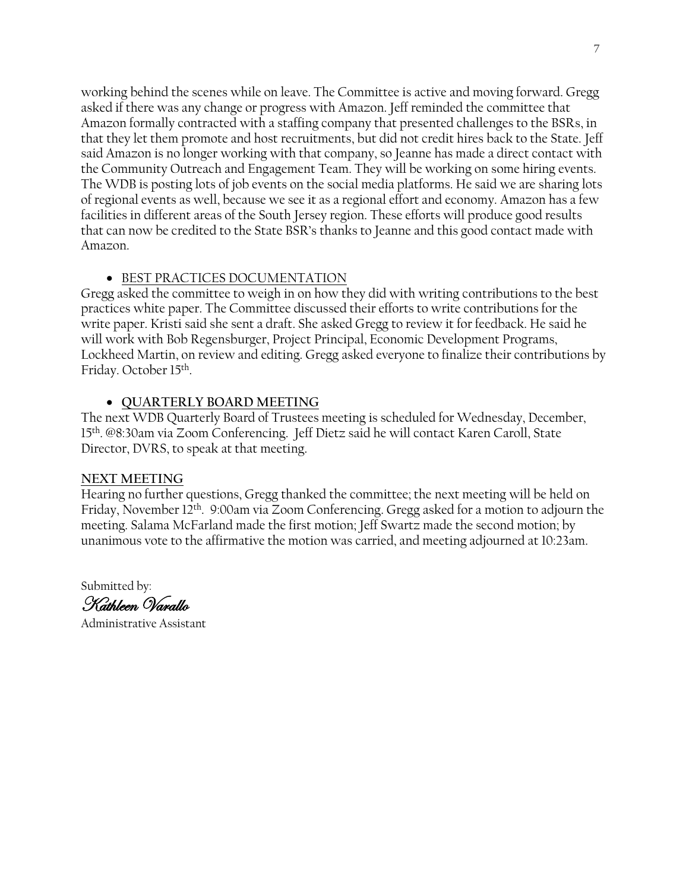working behind the scenes while on leave. The Committee is active and moving forward. Gregg asked if there was any change or progress with Amazon. Jeff reminded the committee that Amazon formally contracted with a staffing company that presented challenges to the BSRs, in that they let them promote and host recruitments, but did not credit hires back to the State. Jeff said Amazon is no longer working with that company, so Jeanne has made a direct contact with the Community Outreach and Engagement Team. They will be working on some hiring events. The WDB is posting lots of job events on the social media platforms. He said we are sharing lots of regional events as well, because we see it as a regional effort and economy. Amazon has a few facilities in different areas of the South Jersey region. These efforts will produce good results that can now be credited to the State BSR's thanks to Jeanne and this good contact made with Amazon.

- <u>BEST PRACTICES DOCUMENTATION</u>

Gregg asked the committee to weigh in on how they did with writing contributions to the best practices white paper. The Committee discussed their efforts to write contributions for the write paper. Kristi said she sent a draft. She asked Gregg to review it for feedback. He said he will work with Bob Regensburger, Project Principal, Economic Development Programs, Lockheed Martin, on review and editing. Gregg asked everyone to finalize their contributions by Friday. October 15th.

- **<u>QUARTERLY BOARD MEETING</u>**

The next WDB Quarterly Board of Trustees meeting is scheduled for Wednesday, December, 15th. @8:30am via Zoom Conferencing. Jeff Dietz said he will contact Karen Caroll, State Director, DVRS, to speak at that meeting.

**<u>NEXT MEETING</u>**

Hearing no further questions, Gregg thanked the committee; the next meeting will be held on Friday, November 12th. 9:00am via Zoom Conferencing. Gregg asked for a motion to adjourn the meeting. Salama McFarland made the first motion; Jeff Swartz made the second motion; by unanimous vote to the affirmative the motion was carried, and meeting adjourned at 10:23am.

Submitted by:
*Kathleen Varallo*
Administrative Assistant